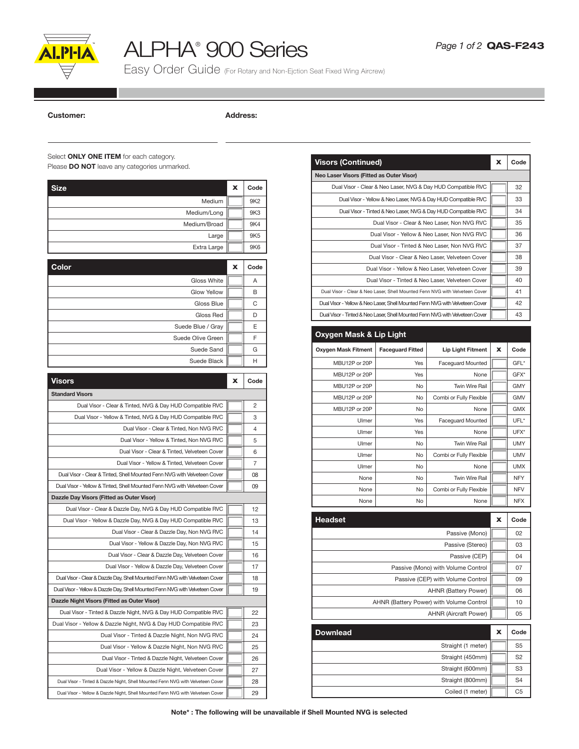# ALPHA® 900 Series

## Easy Order Guide (For Rotary and Non-Ejction Seat Fixed Wing Aircrew)

QAS-F243

**Customer:**

**Address:**

Select **ONLY ONE ITEM** for each category.
Please **DO NOT** leave any categories unmarked.

| Size | X | Code |
|---|---|---|
| Medium | | 9K2 |
| Medium/Long | | 9K3 |
| Medium/Broad | | 9K4 |
| Large | | 9K5 |
| Extra Large | | 9K6 |

| Color | X | Code |
|---|---|---|
| Gloss White | | A |
| Glow Yellow | | B |
| Gloss Blue | | C |
| Gloss Red | | D |
| Suede Blue / Gray | | E |
| Suede Olive Green | | F |
| Suede Sand | | G |
| Suede Black | | H |

| Visors | X | Code |
|---|---|---|
| **Standard Visors** | | |
| Dual Visor - Clear & Tinted, NVG & Day HUD Compatible RVC | | 2 |
| Dual Visor - Yellow & Tinted, NVG & Day HUD Compatible RVC | | 3 |
| Dual Visor - Clear & Tinted, Non NVG RVC | | 4 |
| Dual Visor - Yellow & Tinted, Non NVG RVC | | 5 |
| Dual Visor - Clear & Tinted, Velveteen Cover | | 6 |
| Dual Visor - Yellow & Tinted, Velveteen Cover | | 7 |
| Dual Visor - Clear & Tinted, Shell Mounted Fenn NVG with Velveteen Cover | | 08 |
| Dual Visor - Yellow & Tinted, Shell Mounted Fenn NVG with Velveteen Cover | | 09 |
| **Dazzle Day Visors (Fitted as Outer Visor)** | | |
| Dual Visor - Clear & Dazzle Day, NVG & Day HUD Compatible RVC | | 12 |
| Dual Visor - Yellow & Dazzle Day, NVG & Day HUD Compatible RVC | | 13 |
| Dual Visor - Clear & Dazzle Day, Non NVG RVC | | 14 |
| Dual Visor - Yellow & Dazzle Day, Non NVG RVC | | 15 |
| Dual Visor - Clear & Dazzle Day, Velveteen Cover | | 16 |
| Dual Visor - Yellow & Dazzle Day, Velveteen Cover | | 17 |
| Dual Visor - Clear & Dazzle Day, Shell Mounted Fenn NVG with Velveteen Cover | | 18 |
| Dual Visor - Yellow & Dazzle Day, Shell Mounted Fenn NVG with Velveteen Cover | | 19 |
| **Dazzle Night Visors (Fitted as Outer Visor)** | | |
| Dual Visor - Tinted & Dazzle Night, NVG & Day HUD Compatible RVC | | 22 |
| Dual Visor - Yellow & Dazzle Night, NVG & Day HUD Compatible RVC | | 23 |
| Dual Visor - Tinted & Dazzle Night, Non NVG RVC | | 24 |
| Dual Visor - Yellow & Dazzle Night, Non NVG RVC | | 25 |
| Dual Visor - Tinted & Dazzle Night, Velveteen Cover | | 26 |
| Dual Visor - Yellow & Dazzle Night, Velveteen Cover | | 27 |
| Dual Visor - Tinted & Dazzle Night, Shell Mounted Fenn NVG with Velveteen Cover | | 28 |
| Dual Visor - Yellow & Dazzle Night, Shell Mounted Fenn NVG with Velveteen Cover | | 29 |

| Visors (Continued) | X | Code |
|---|---|---|
| **Neo Laser Visors (Fitted as Outer Visor)** | | |
| Dual Visor - Clear & Neo Laser, NVG & Day HUD Compatible RVC | | 32 |
| Dual Visor - Yellow & Neo Laser, NVG & Day HUD Compatible RVC | | 33 |
| Dual Visor - Tinted & Neo Laser, NVG & Day HUD Compatible RVC | | 34 |
| Dual Visor - Clear & Neo Laser, Non NVG RVC | | 35 |
| Dual Visor - Yellow & Neo Laser, Non NVG RVC | | 36 |
| Dual Visor - Tinted & Neo Laser, Non NVG RVC | | 37 |
| Dual Visor - Clear & Neo Laser, Velveteen Cover | | 38 |
| Dual Visor - Yellow & Neo Laser, Velveteen Cover | | 39 |
| Dual Visor - Tinted & Neo Laser, Velveteen Cover | | 40 |
| Dual Visor - Clear & Neo Laser, Shell Mounted Fenn NVG with Velveteen Cover | | 41 |
| Dual Visor - Yellow & Neo Laser, Shell Mounted Fenn NVG with Velveteen Cover | | 42 |
| Dual Visor - Tinted & Neo Laser, Shell Mounted Fenn NVG with Velveteen Cover | | 43 |

**Oxygen Mask & Lip Light**

| Oxygen Mask Fitment | Faceguard Fitted | Lip Light Fitment | X | Code |
|---|---|---|---|---|
| MBU12P or 20P | Yes | Faceguard Mounted | | GFL* |
| MBU12P or 20P | Yes | None | | GFX* |
| MBU12P or 20P | No | Twin Wire Rail | | GMY |
| MBU12P or 20P | No | Combi or Fully Flexible | | GMV |
| MBU12P or 20P | No | None | | GMX |
| Ulmer | Yes | Faceguard Mounted | | UFL* |
| Ulmer | Yes | None | | UFX* |
| Ulmer | No | Twin Wire Rail | | UMY |
| Ulmer | No | Combi or Fully Flexible | | UMV |
| Ulmer | No | None | | UMX |
| None | No | Twin Wire Rail | | NFY |
| None | No | Combi or Fully Flexible | | NFV |
| None | No | None | | NFX |

| Headset | X | Code |
|---|---|---|
| Passive (Mono) | | 02 |
| Passive (Stereo) | | 03 |
| Passive (CEP) | | 04 |
| Passive (Mono) with Volume Control | | 07 |
| Passive (CEP) with Volume Control | | 09 |
| AHNR (Battery Power) | | 06 |
| AHNR (Battery Power) with Volume Control | | 10 |
| AHNR (Aircraft Power) | | 05 |

| Download | X | Code |
|---|---|---|
| Straight (1 meter) | | S5 |
| Straight (450mm) | | S2 |
| Straight (600mm) | | S3 |
| Straight (800mm) | | S4 |
| Coiled (1 meter) | | C5 |

**Note* : The following will be unavailable if Shell Mounted NVG is selected**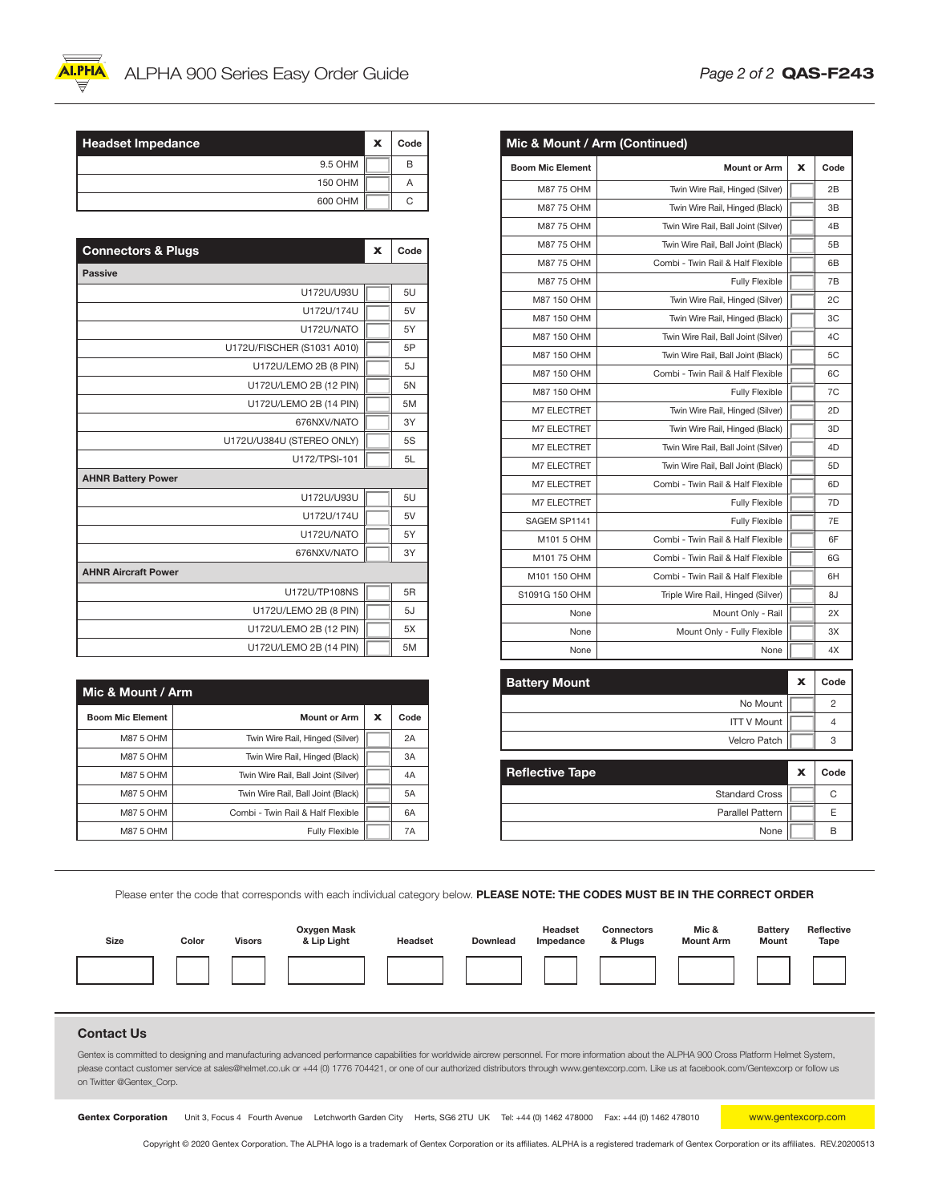## Headset Impedance

| Headset Impedance | X | Code |
|---|---|---|
| 9.5 OHM | | B |
| 150 OHM | | A |
| 600 OHM | | C |

## Connectors & Plugs

| Connectors & Plugs | X | Code |
|---|---|---|
| **Passive** | | |
| U172U/U93U | | 5U |
| U172U/174U | | 5V |
| U172U/NATO | | 5Y |
| U172U/FISCHER (S1031 A010) | | 5P |
| U172U/LEMO 2B (8 PIN) | | 5J |
| U172U/LEMO 2B (12 PIN) | | 5N |
| U172U/LEMO 2B (14 PIN) | | 5M |
| 676NXV/NATO | | 3Y |
| U172U/U384U (STEREO ONLY) | | 5S |
| U172/TPSI-101 | | 5L |
| **AHNR Battery Power** | | |
| U172U/U93U | | 5U |
| U172U/174U | | 5V |
| U172U/NATO | | 5Y |
| 676NXV/NATO | | 3Y |
| **AHNR Aircraft Power** | | |
| U172U/TP108NS | | 5R |
| U172U/LEMO 2B (8 PIN) | | 5J |
| U172U/LEMO 2B (12 PIN) | | 5X |
| U172U/LEMO 2B (14 PIN) | | 5M |

## Mic & Mount / Arm

| Boom Mic Element | Mount or Arm | X | Code |
|---|---|---|---|
| M87 5 OHM | Twin Wire Rail, Hinged (Silver) | | 2A |
| M87 5 OHM | Twin Wire Rail, Hinged (Black) | | 3A |
| M87 5 OHM | Twin Wire Rail, Ball Joint (Silver) | | 4A |
| M87 5 OHM | Twin Wire Rail, Ball Joint (Black) | | 5A |
| M87 5 OHM | Combi - Twin Rail & Half Flexible | | 6A |
| M87 5 OHM | Fully Flexible | | 7A |

## Mic & Mount / Arm (Continued)

| Boom Mic Element | Mount or Arm | X | Code |
|---|---|---|---|
| M87 75 OHM | Twin Wire Rail, Hinged (Silver) | | 2B |
| M87 75 OHM | Twin Wire Rail, Hinged (Black) | | 3B |
| M87 75 OHM | Twin Wire Rail, Ball Joint (Silver) | | 4B |
| M87 75 OHM | Twin Wire Rail, Ball Joint (Black) | | 5B |
| M87 75 OHM | Combi - Twin Rail & Half Flexible | | 6B |
| M87 75 OHM | Fully Flexible | | 7B |
| M87 150 OHM | Twin Wire Rail, Hinged (Silver) | | 2C |
| M87 150 OHM | Twin Wire Rail, Hinged (Black) | | 3C |
| M87 150 OHM | Twin Wire Rail, Ball Joint (Silver) | | 4C |
| M87 150 OHM | Twin Wire Rail, Ball Joint (Black) | | 5C |
| M87 150 OHM | Combi - Twin Rail & Half Flexible | | 6C |
| M87 150 OHM | Fully Flexible | | 7C |
| M7 ELECTRET | Twin Wire Rail, Hinged (Silver) | | 2D |
| M7 ELECTRET | Twin Wire Rail, Hinged (Black) | | 3D |
| M7 ELECTRET | Twin Wire Rail, Ball Joint (Silver) | | 4D |
| M7 ELECTRET | Twin Wire Rail, Ball Joint (Black) | | 5D |
| M7 ELECTRET | Combi - Twin Rail & Half Flexible | | 6D |
| M7 ELECTRET | Fully Flexible | | 7D |
| SAGEM SP1141 | Fully Flexible | | 7E |
| M101 5 OHM | Combi - Twin Rail & Half Flexible | | 6F |
| M101 75 OHM | Combi - Twin Rail & Half Flexible | | 6G |
| M101 150 OHM | Combi - Twin Rail & Half Flexible | | 6H |
| S1091G 150 OHM | Triple Wire Rail, Hinged (Silver) | | 8J |
| None | Mount Only - Rail | | 2X |
| None | Mount Only - Fully Flexible | | 3X |
| None | None | | 4X |

## Battery Mount

| Battery Mount | X | Code |
|---|---|---|
| No Mount | | 2 |
| ITT V Mount | | 4 |
| Velcro Patch | | 3 |

## Reflective Tape

| Reflective Tape | X | Code |
|---|---|---|
| Standard Cross | | C |
| Parallel Pattern | | E |
| None | | B |

Please enter the code that corresponds with each individual category below. **PLEASE NOTE: THE CODES MUST BE IN THE CORRECT ORDER**

| Size | Color | Visors | Oxygen Mask & Lip Light | Headset | Download | Headset Impedance | Connectors & Plugs | Mic & Mount Arm | Battery Mount | Reflective Tape |
|---|---|---|---|---|---|---|---|---|---|---|
| | | | | | | | | | | |

## Contact Us

Gentex is committed to designing and manufacturing advanced performance capabilities for worldwide aircrew personnel. For more information about the ALPHA 900 Cross Platform Helmet System, please contact customer service at sales@helmet.co.uk or +44 (0) 1776 704421, or one of our authorized distributors through www.gentexcorp.com. Like us at facebook.com/Gentexcorp or follow us on Twitter @Gentex_Corp.

**Gentex Corporation** Unit 3, Focus 4 Fourth Avenue Letchworth Garden City Herts, SG6 2TU UK Tel: +44 (0) 1462 478000 Fax: +44 (0) 1462 478010 www.gentexcorp.com

Copyright © 2020 Gentex Corporation. The ALPHA logo is a trademark of Gentex Corporation or its affiliates. ALPHA is a registered trademark of Gentex Corporation or its affiliates. REV.20200513